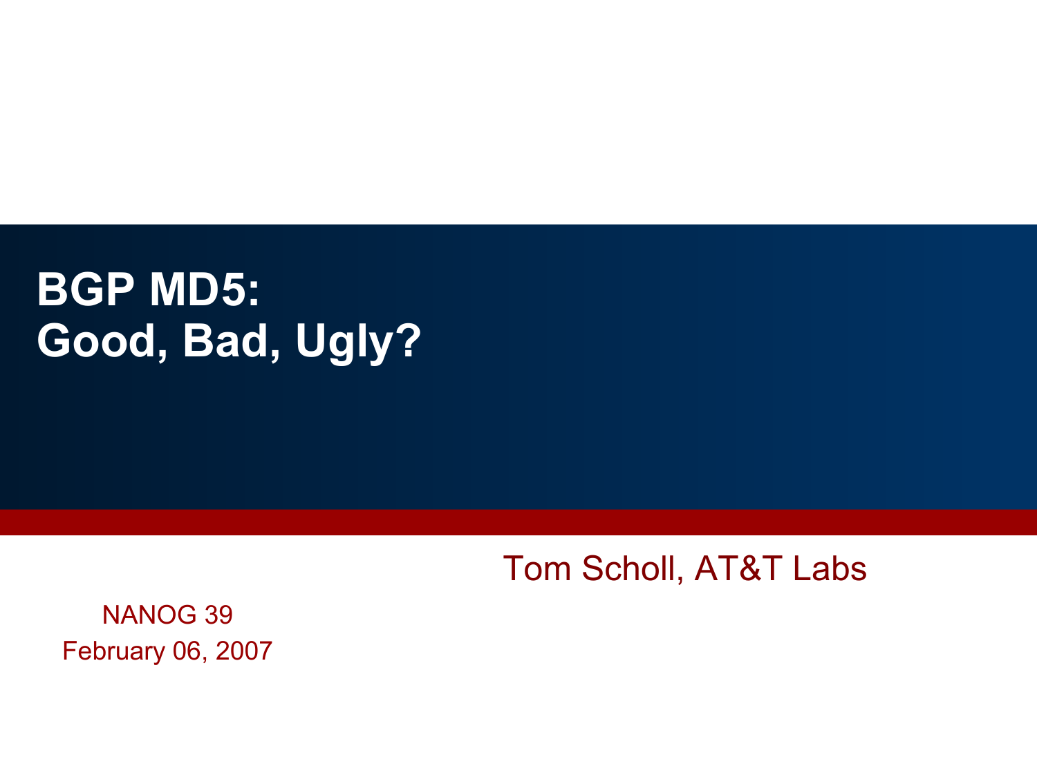# BGP MD5: Good, Bad, Ugly?

Tom Scholl, AT&T Labs

NANOG 39
February 06, 2007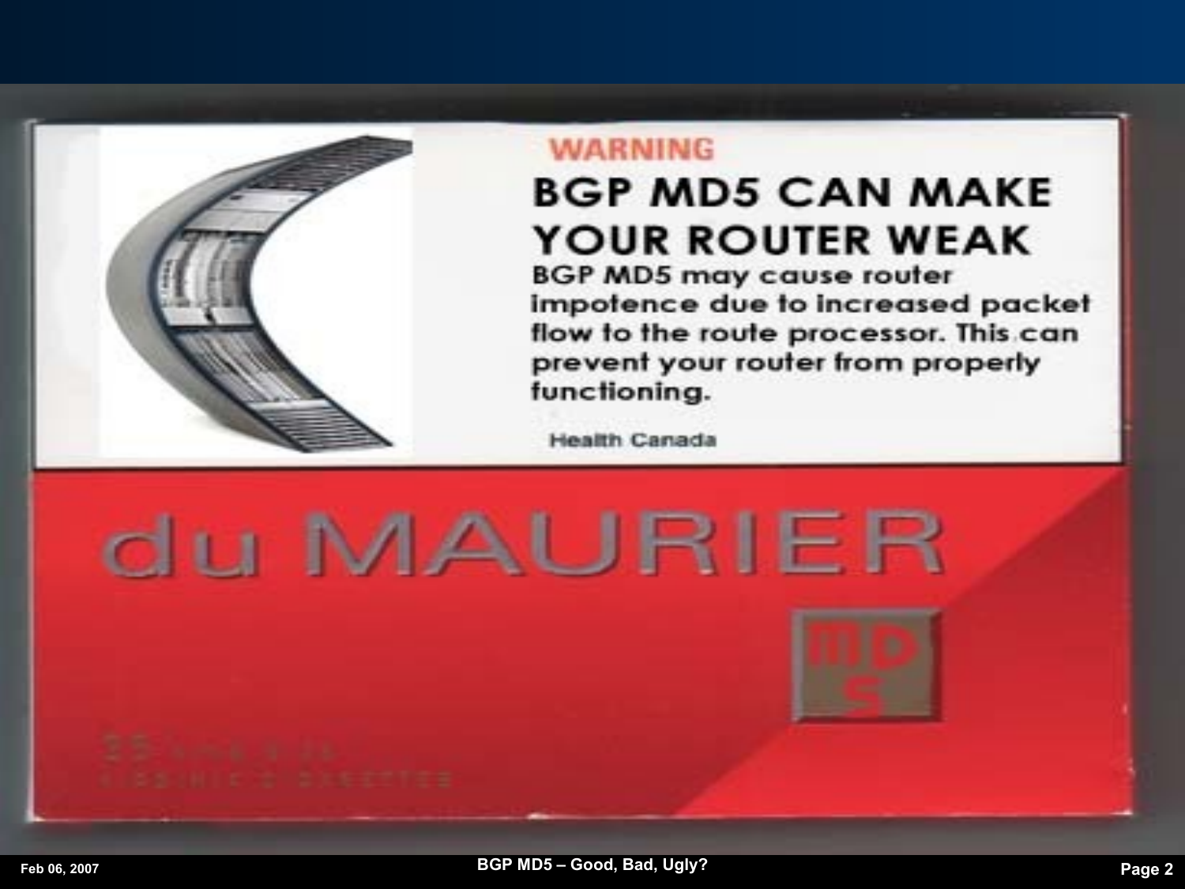WARNING

**BGP MD5 CAN MAKE YOUR ROUTER WEAK**

**BGP MD5 may cause router impotence due to increased packet flow to the route processor. This can prevent your router from properly functioning.**

Health Canada

du MAURIER

MD5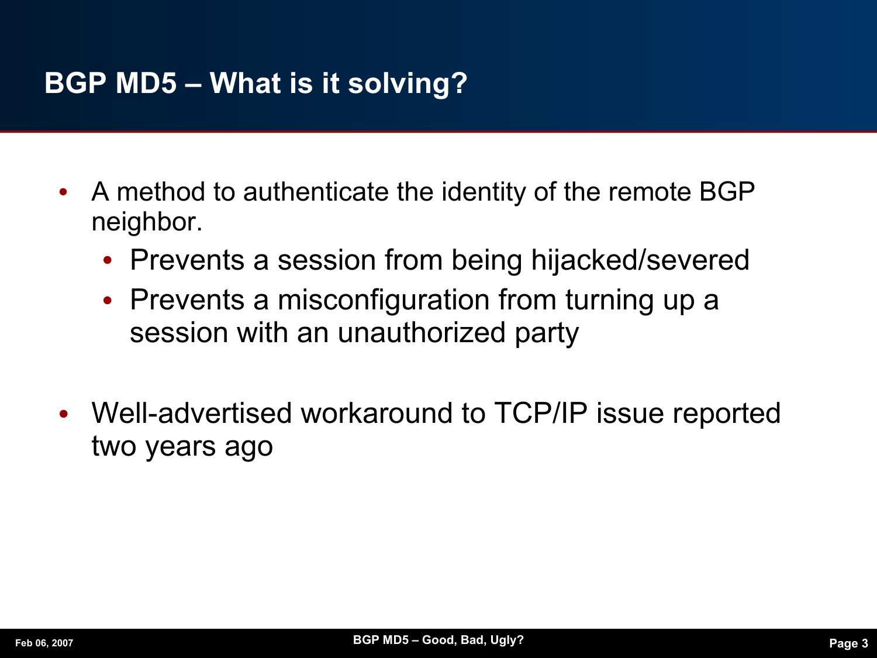# BGP MD5 – What is it solving?

- A method to authenticate the identity of the remote BGP neighbor.
  - Prevents a session from being hijacked/severed
  - Prevents a misconfiguration from turning up a session with an unauthorized party

- Well-advertised workaround to TCP/IP issue reported two years ago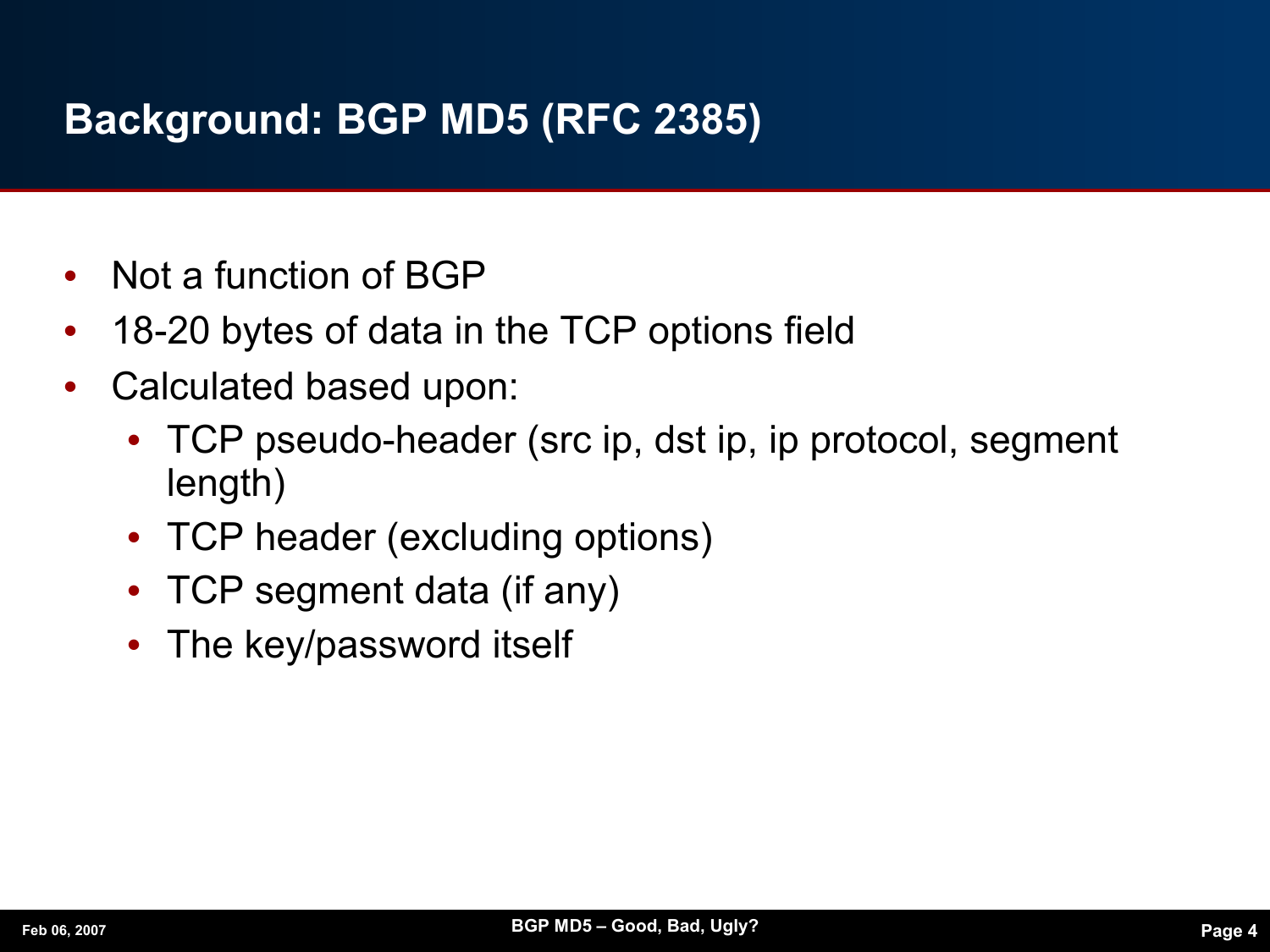# Background: BGP MD5 (RFC 2385)

- Not a function of BGP
- 18-20 bytes of data in the TCP options field
- Calculated based upon:
  - TCP pseudo-header (src ip, dst ip, ip protocol, segment length)
  - TCP header (excluding options)
  - TCP segment data (if any)
  - The key/password itself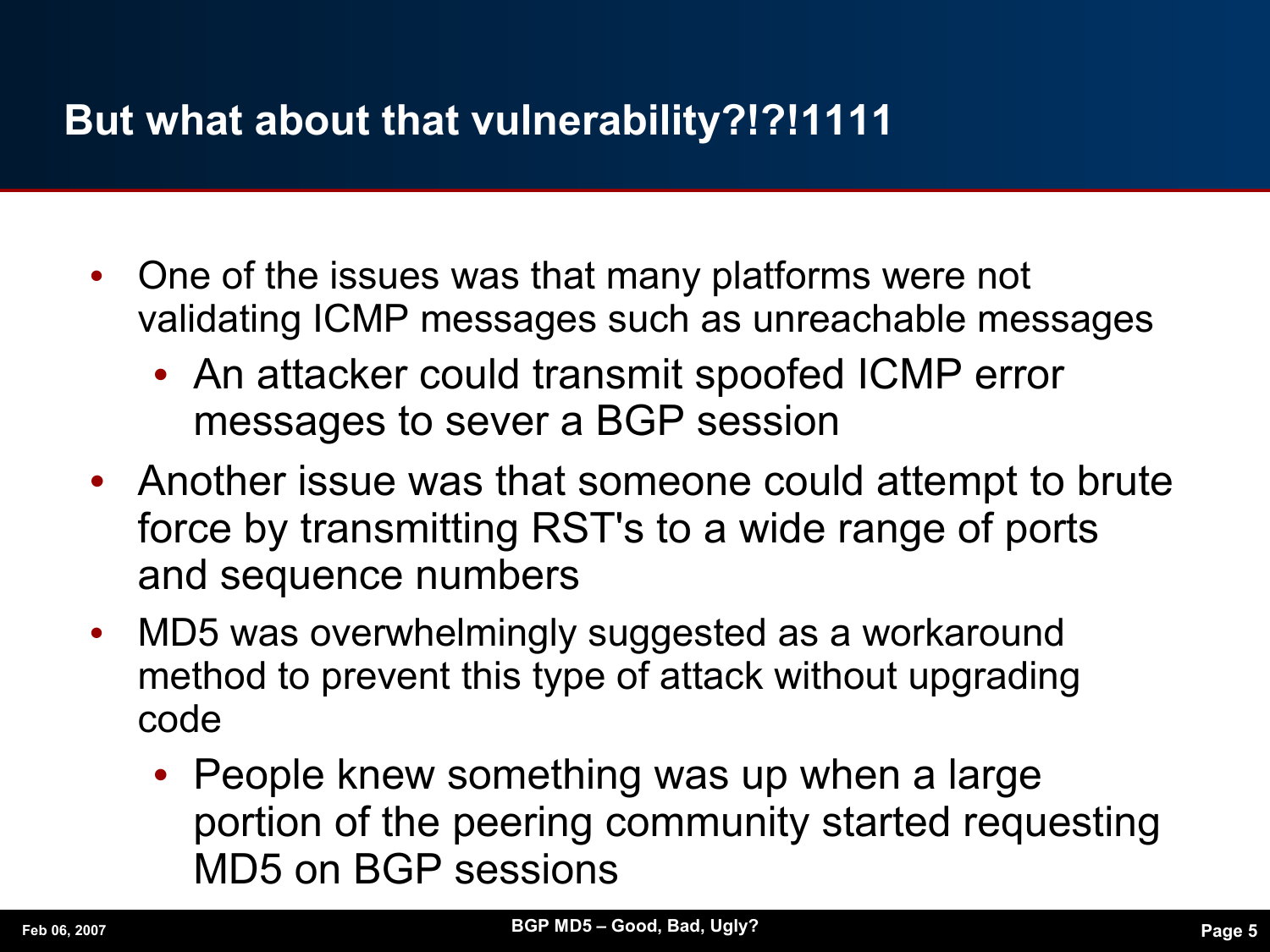## But what about that vulnerability?!?!1111

- One of the issues was that many platforms were not validating ICMP messages such as unreachable messages
  - An attacker could transmit spoofed ICMP error messages to sever a BGP session
- Another issue was that someone could attempt to brute force by transmitting RST's to a wide range of ports and sequence numbers
- MD5 was overwhelmingly suggested as a workaround method to prevent this type of attack without upgrading code
  - People knew something was up when a large portion of the peering community started requesting MD5 on BGP sessions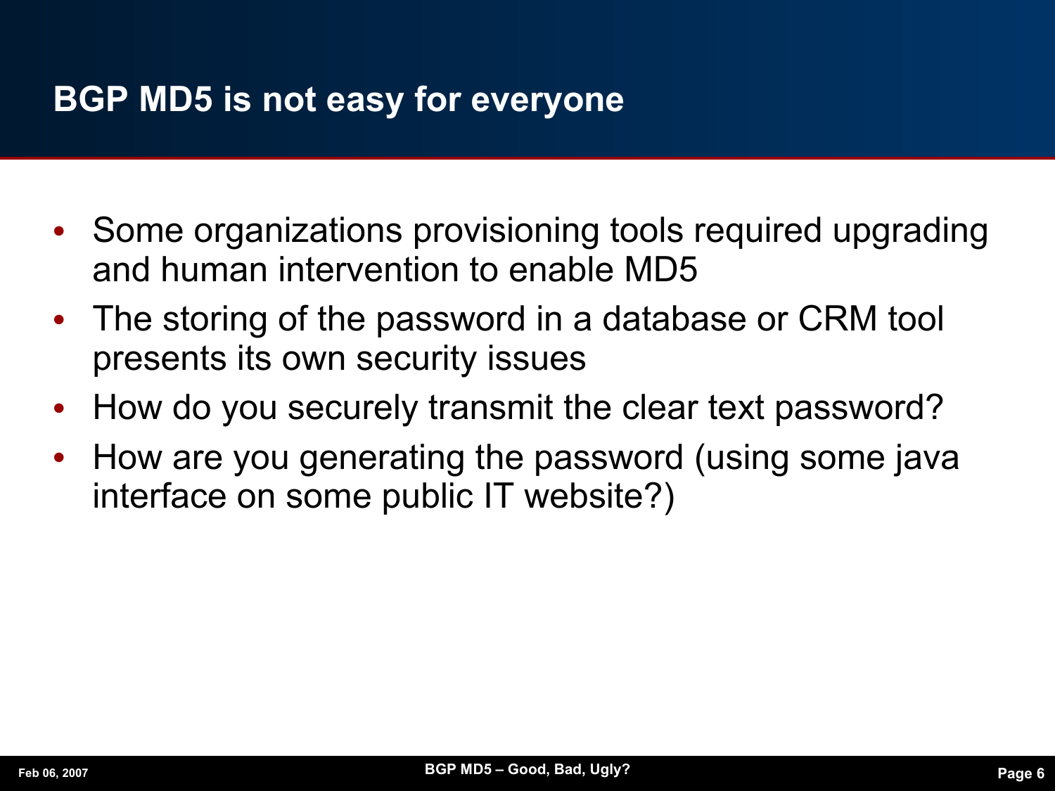# BGP MD5 is not easy for everyone

- Some organizations provisioning tools required upgrading and human intervention to enable MD5
- The storing of the password in a database or CRM tool presents its own security issues
- How do you securely transmit the clear text password?
- How are you generating the password (using some java interface on some public IT website?)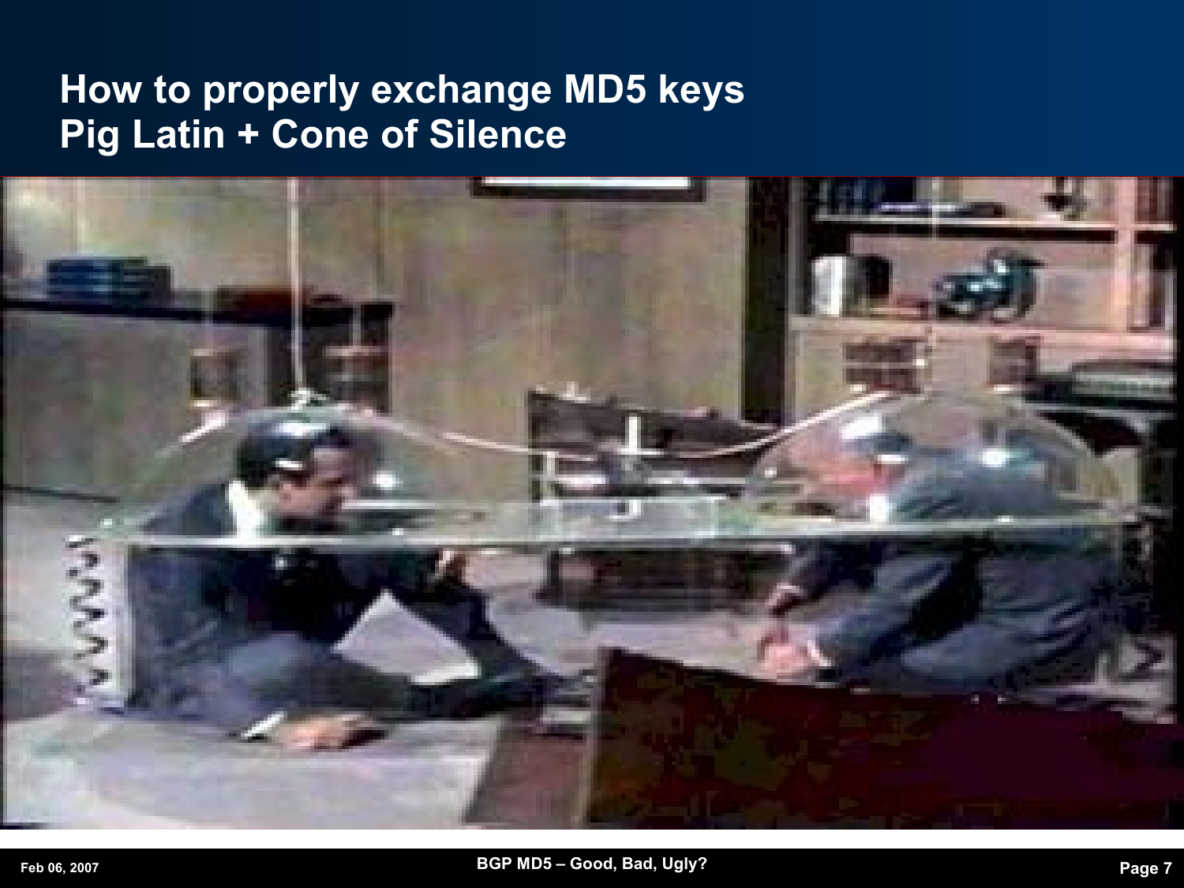# How to properly exchange MD5 keys
# Pig Latin + Cone of Silence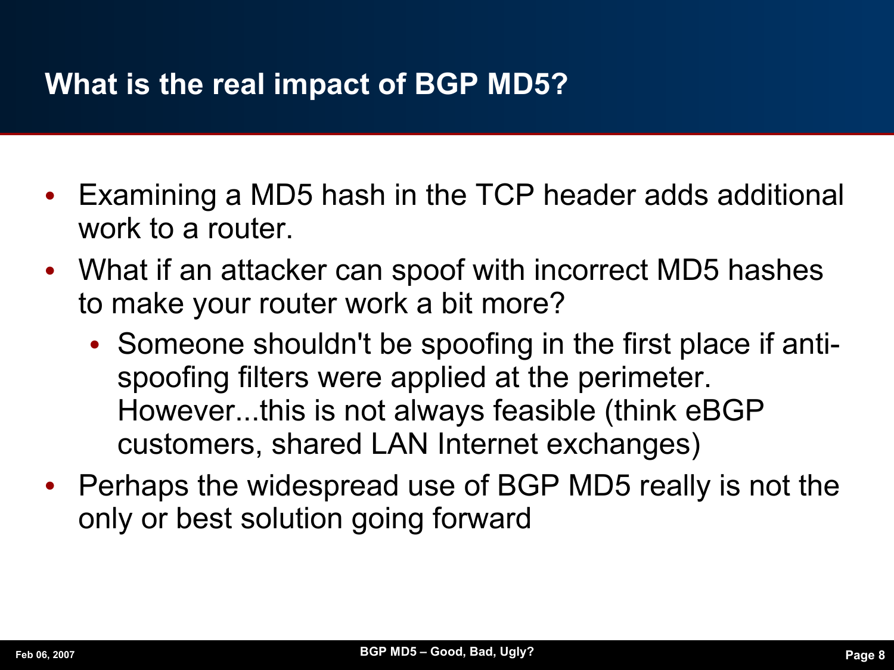# What is the real impact of BGP MD5?

- Examining a MD5 hash in the TCP header adds additional work to a router.
- What if an attacker can spoof with incorrect MD5 hashes to make your router work a bit more?
  - Someone shouldn't be spoofing in the first place if anti-spoofing filters were applied at the perimeter. However...this is not always feasible (think eBGP customers, shared LAN Internet exchanges)
- Perhaps the widespread use of BGP MD5 really is not the only or best solution going forward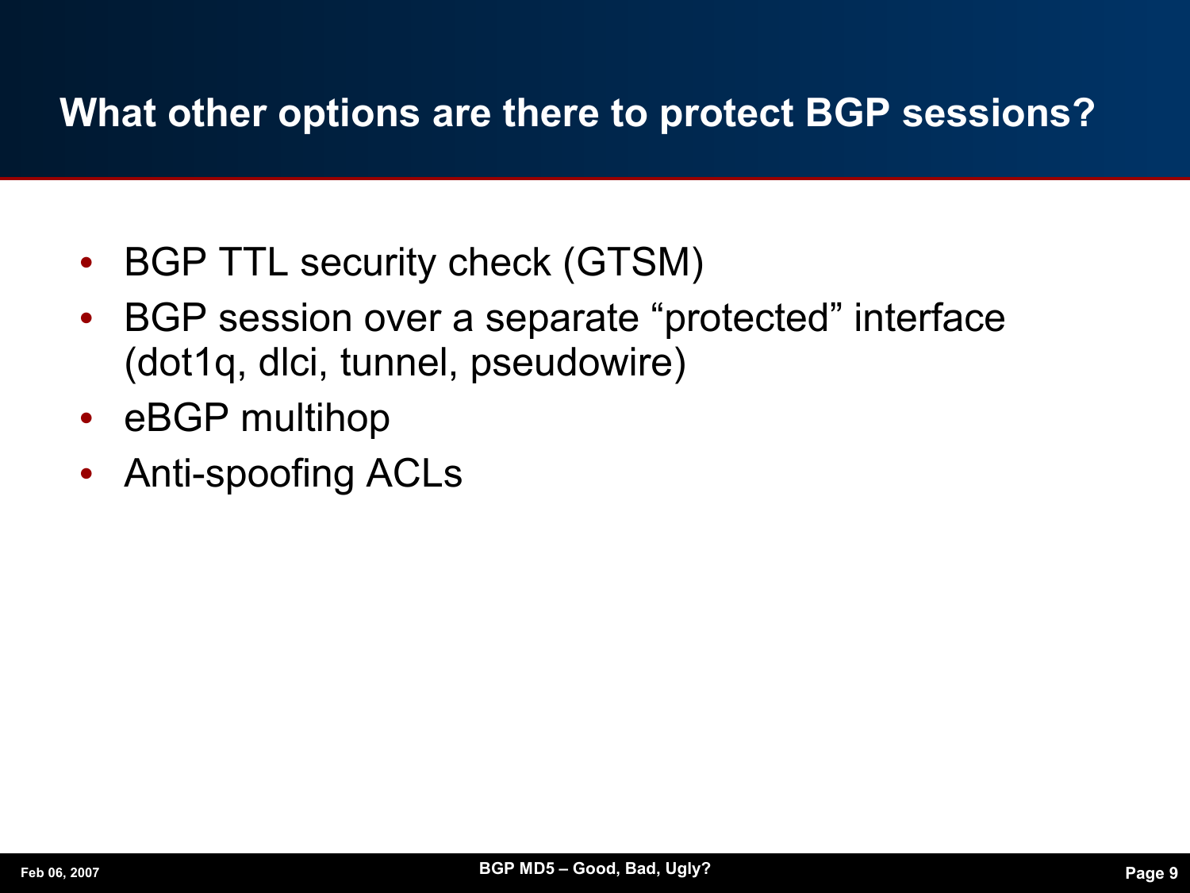# What other options are there to protect BGP sessions?

- BGP TTL security check (GTSM)
- BGP session over a separate "protected" interface (dot1q, dlci, tunnel, pseudowire)
- eBGP multihop
- Anti-spoofing ACLs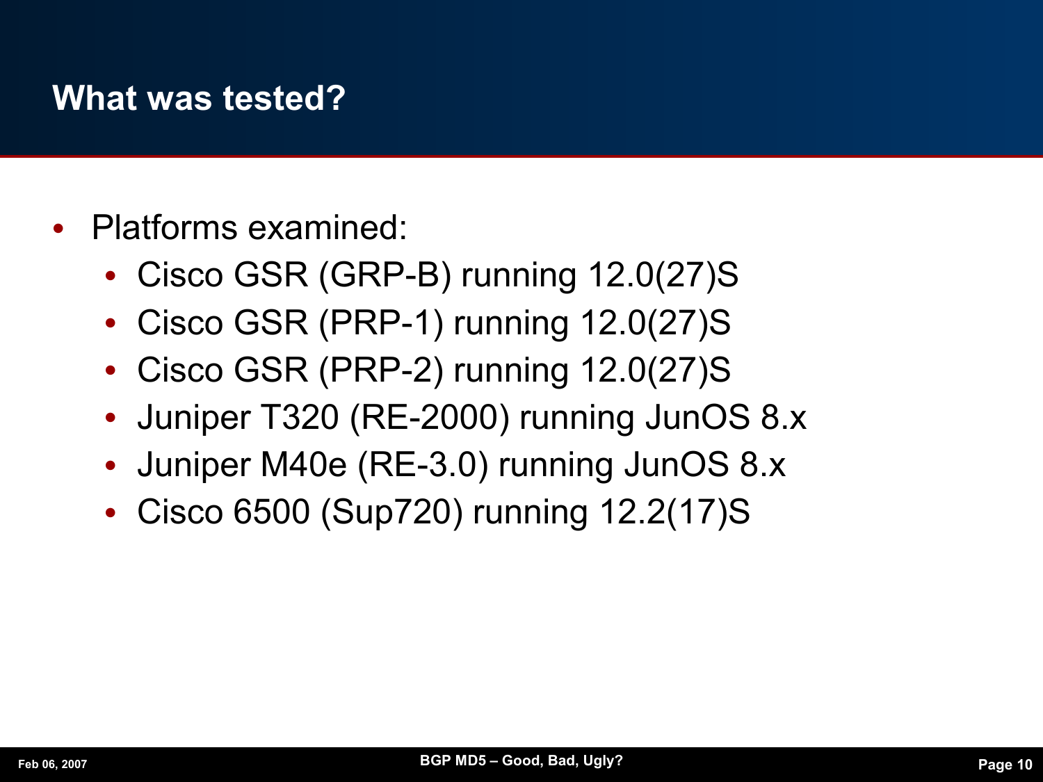# What was tested?

- Platforms examined:
  - Cisco GSR (GRP-B) running 12.0(27)S
  - Cisco GSR (PRP-1) running 12.0(27)S
  - Cisco GSR (PRP-2) running 12.0(27)S
  - Juniper T320 (RE-2000) running JunOS 8.x
  - Juniper M40e (RE-3.0) running JunOS 8.x
  - Cisco 6500 (Sup720) running 12.2(17)S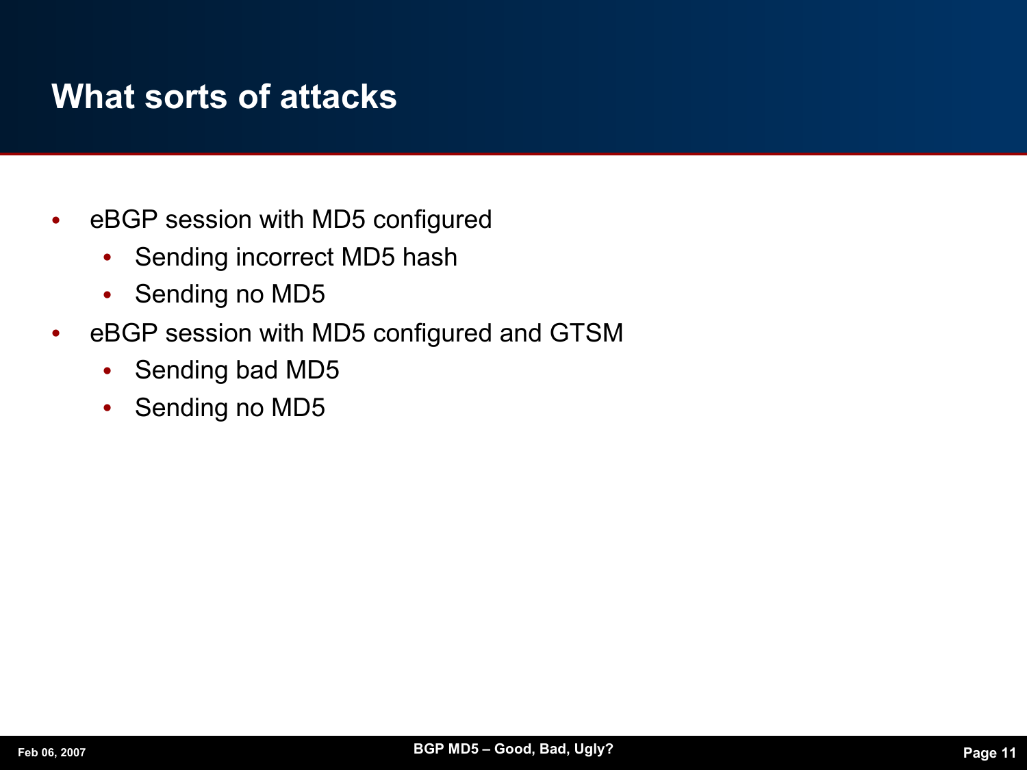# What sorts of attacks

- eBGP session with MD5 configured
  - Sending incorrect MD5 hash
  - Sending no MD5
- eBGP session with MD5 configured and GTSM
  - Sending bad MD5
  - Sending no MD5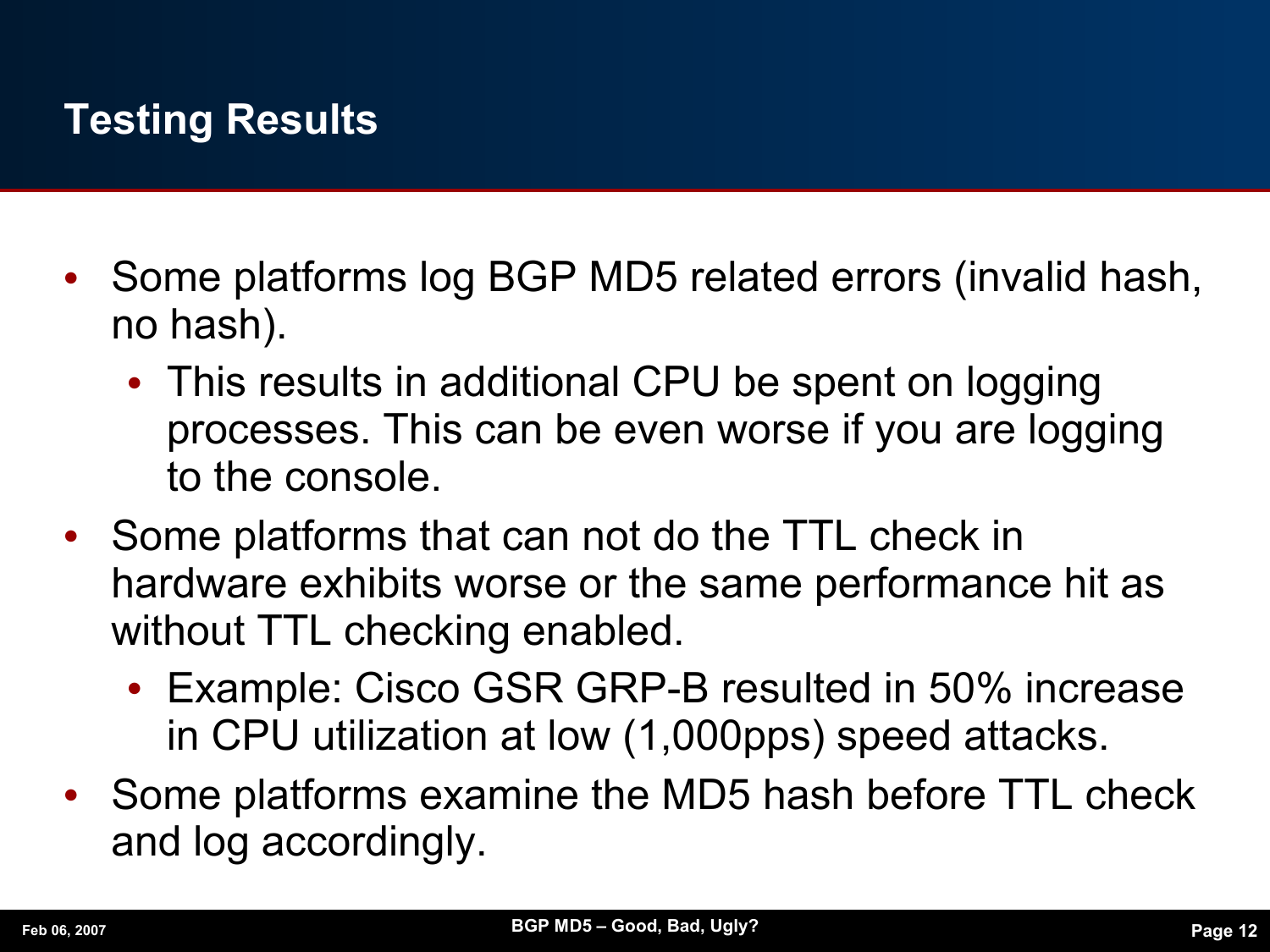# Testing Results

- Some platforms log BGP MD5 related errors (invalid hash, no hash).
  - This results in additional CPU be spent on logging processes. This can be even worse if you are logging to the console.
- Some platforms that can not do the TTL check in hardware exhibits worse or the same performance hit as without TTL checking enabled.
  - Example: Cisco GSR GRP-B resulted in 50% increase in CPU utilization at low (1,000pps) speed attacks.
- Some platforms examine the MD5 hash before TTL check and log accordingly.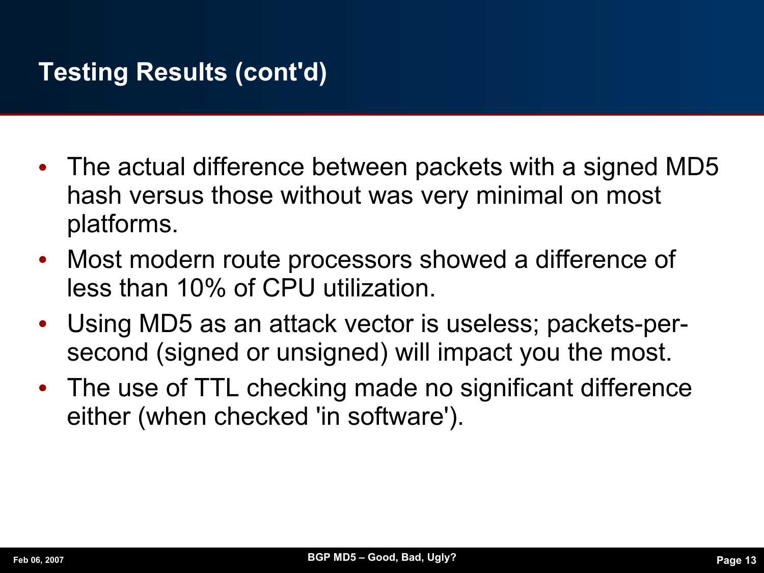# Testing Results (cont'd)

- The actual difference between packets with a signed MD5 hash versus those without was very minimal on most platforms.
- Most modern route processors showed a difference of less than 10% of CPU utilization.
- Using MD5 as an attack vector is useless; packets-per-second (signed or unsigned) will impact you the most.
- The use of TTL checking made no significant difference either (when checked 'in software').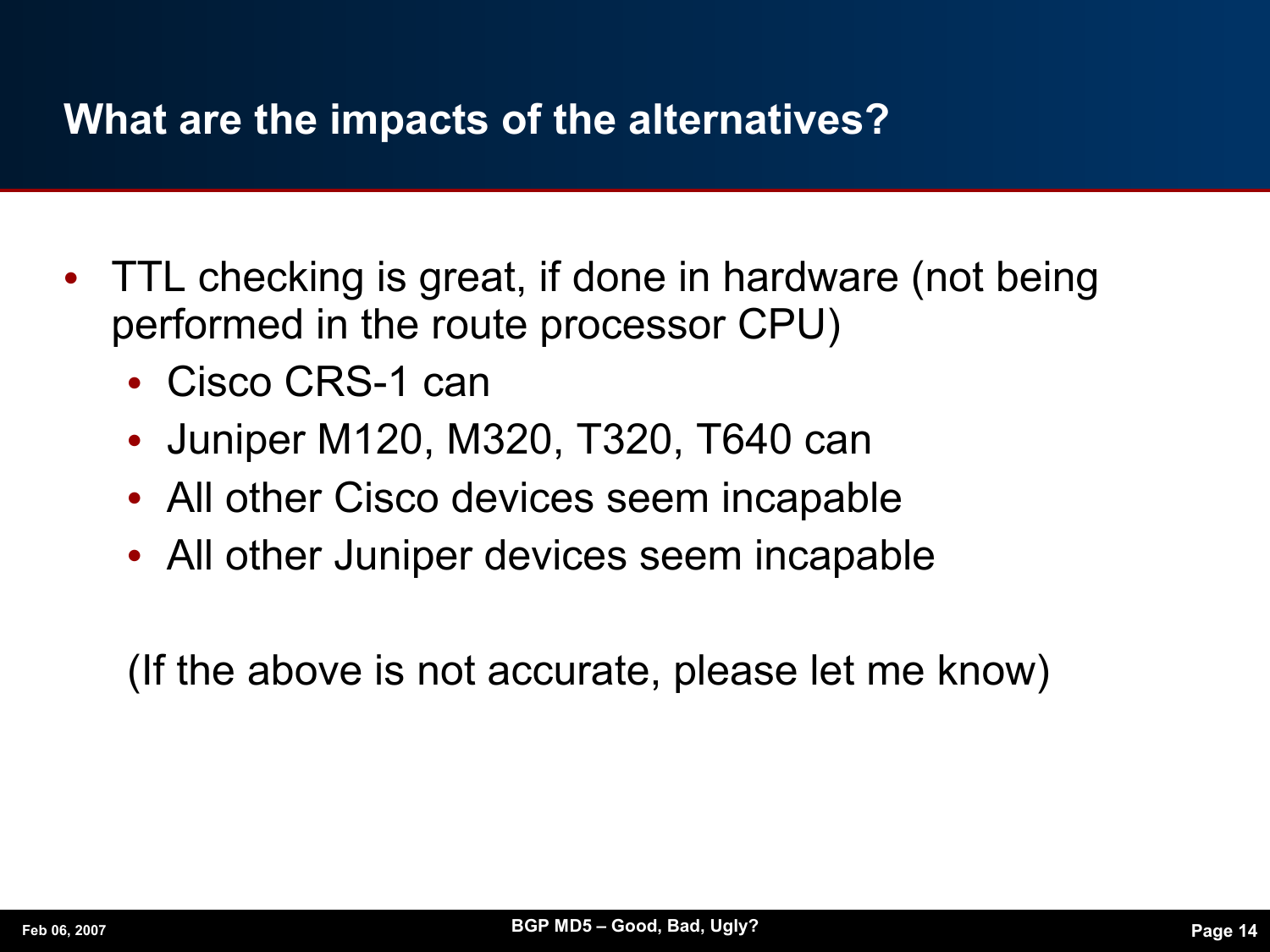# What are the impacts of the alternatives?

- TTL checking is great, if done in hardware (not being performed in the route processor CPU)
  - Cisco CRS-1 can
  - Juniper M120, M320, T320, T640 can
  - All other Cisco devices seem incapable
  - All other Juniper devices seem incapable

(If the above is not accurate, please let me know)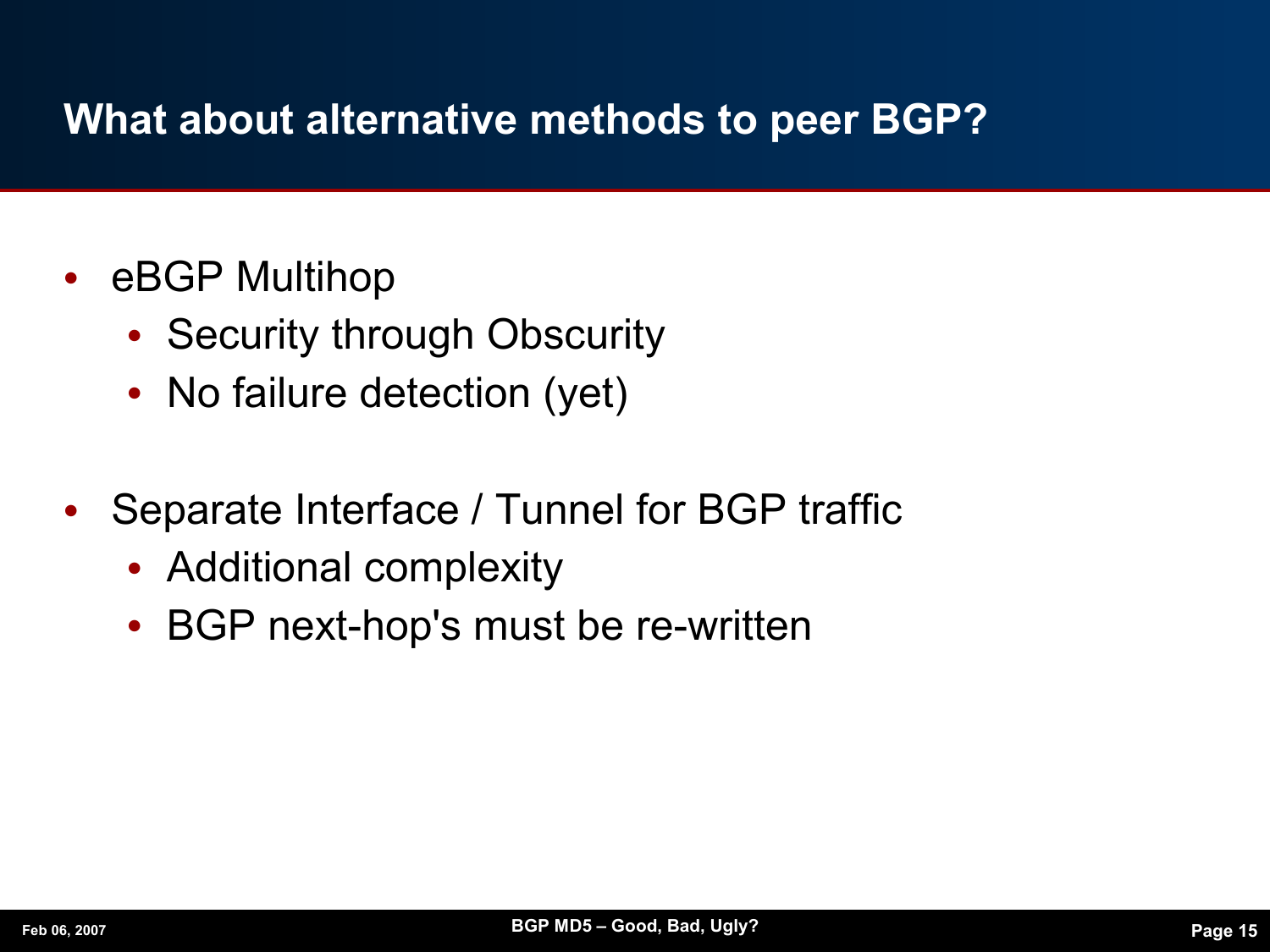# What about alternative methods to peer BGP?

- eBGP Multihop
  - Security through Obscurity
  - No failure detection (yet)

- Separate Interface / Tunnel for BGP traffic
  - Additional complexity
  - BGP next-hop's must be re-written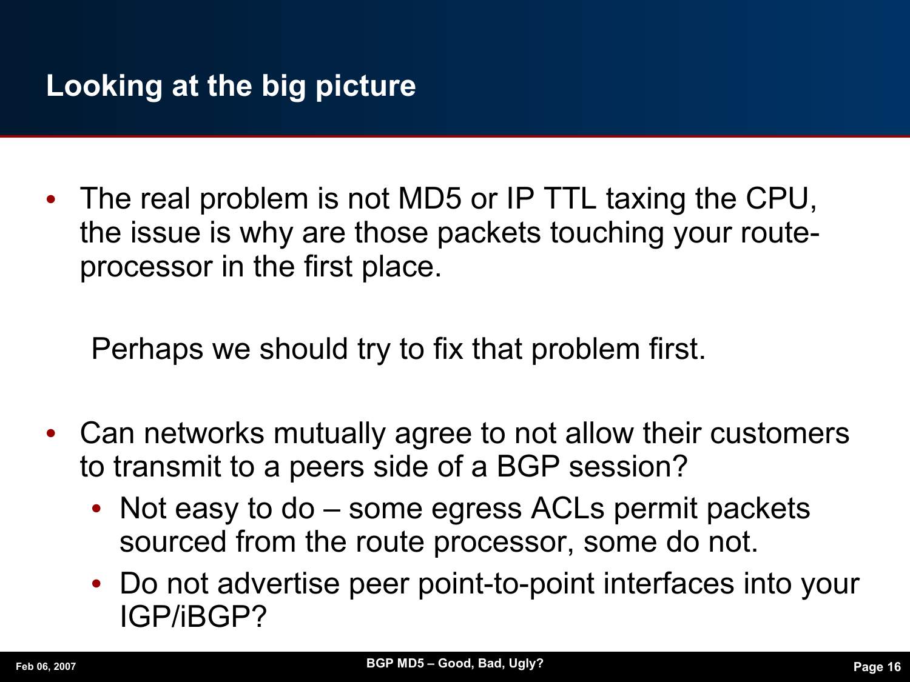# Looking at the big picture

- The real problem is not MD5 or IP TTL taxing the CPU, the issue is why are those packets touching your route-processor in the first place.

  Perhaps we should try to fix that problem first.

- Can networks mutually agree to not allow their customers to transmit to a peers side of a BGP session?
  - Not easy to do – some egress ACLs permit packets sourced from the route processor, some do not.
  - Do not advertise peer point-to-point interfaces into your IGP/iBGP?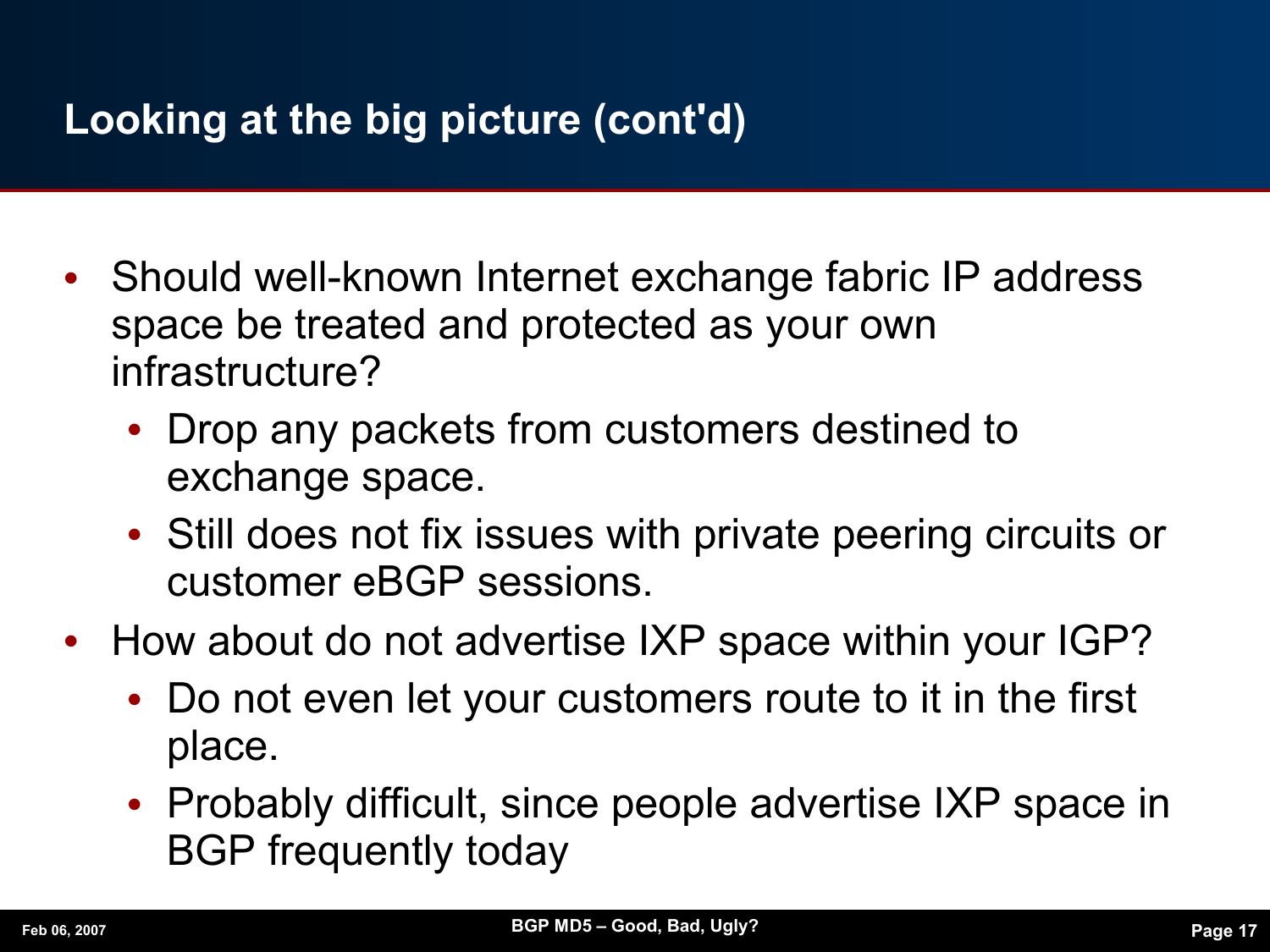# Looking at the big picture (cont'd)

- Should well-known Internet exchange fabric IP address space be treated and protected as your own infrastructure?
  - Drop any packets from customers destined to exchange space.
  - Still does not fix issues with private peering circuits or customer eBGP sessions.
- How about do not advertise IXP space within your IGP?
  - Do not even let your customers route to it in the first place.
  - Probably difficult, since people advertise IXP space in BGP frequently today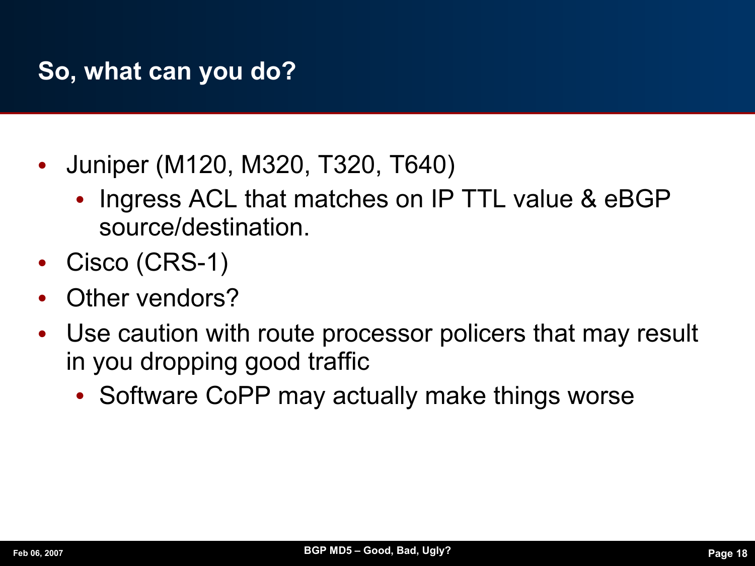## So, what can you do?

- Juniper (M120, M320, T320, T640)
  - Ingress ACL that matches on IP TTL value & eBGP source/destination.
- Cisco (CRS-1)
- Other vendors?
- Use caution with route processor policers that may result in you dropping good traffic
  - Software CoPP may actually make things worse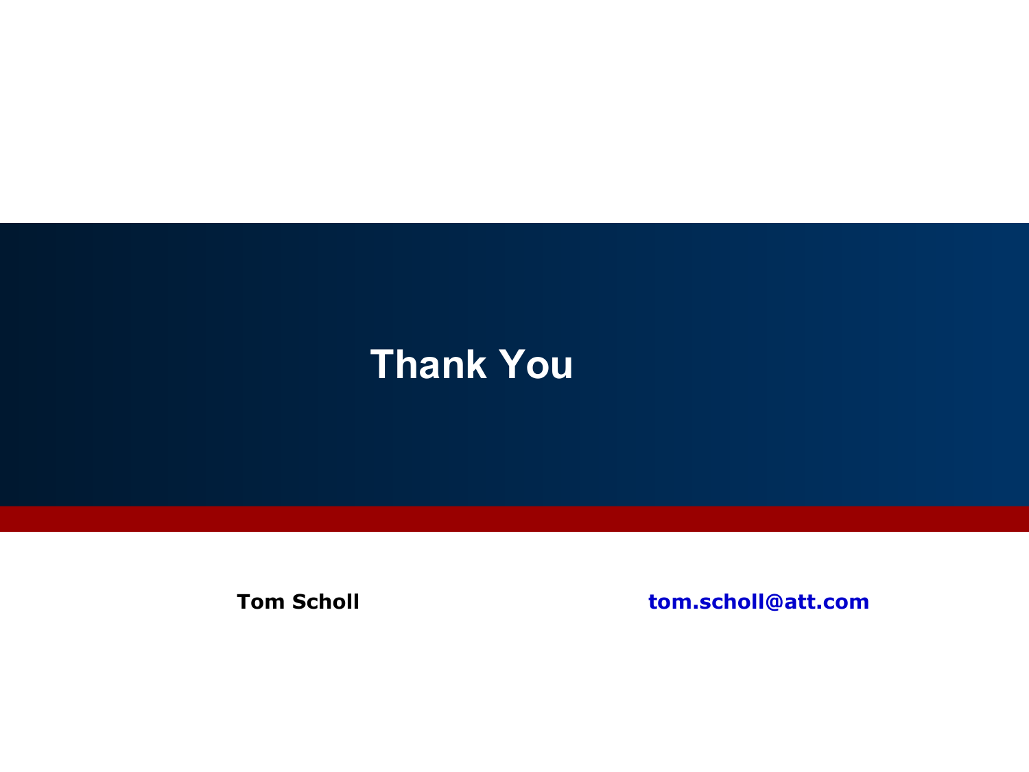# Thank You

**Tom Scholl** **tom.scholl@att.com**